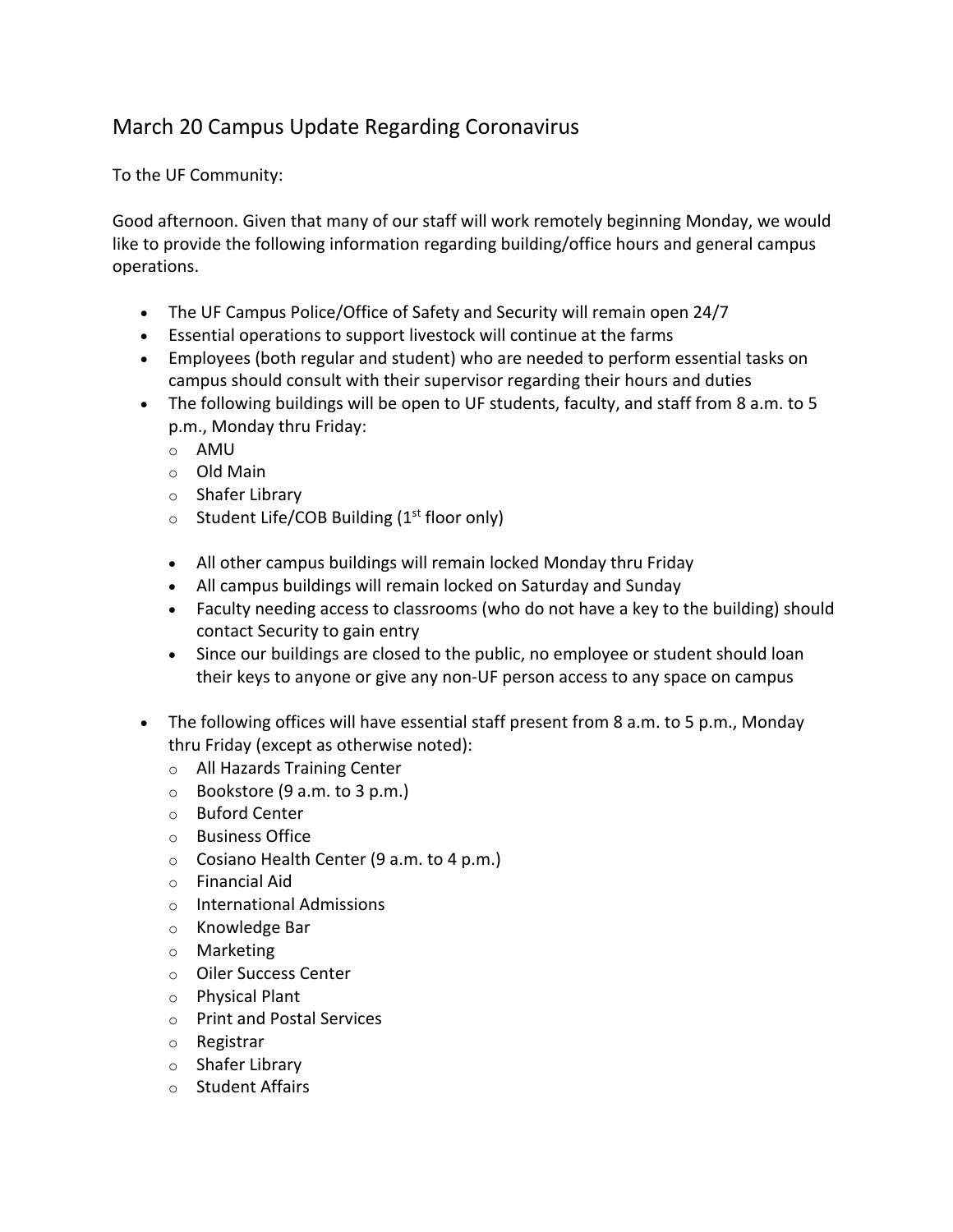# March 20 Campus Update Regarding Coronavirus

To the UF Community:

Good afternoon. Given that many of our staff will work remotely beginning Monday, we would like to provide the following information regarding building/office hours and general campus operations.

- The UF Campus Police/Office of Safety and Security will remain open 24/7
- Essential operations to support livestock will continue at the farms
- Employees (both regular and student) who are needed to perform essential tasks on campus should consult with their supervisor regarding their hours and duties
- The following buildings will be open to UF students, faculty, and staff from 8 a.m. to 5 p.m., Monday thru Friday:
  - AMU
  - Old Main
  - Shafer Library
  - Student Life/COB Building (1st floor only)

  - All other campus buildings will remain locked Monday thru Friday
  - All campus buildings will remain locked on Saturday and Sunday
  - Faculty needing access to classrooms (who do not have a key to the building) should contact Security to gain entry
  - Since our buildings are closed to the public, no employee or student should loan their keys to anyone or give any non-UF person access to any space on campus

- The following offices will have essential staff present from 8 a.m. to 5 p.m., Monday thru Friday (except as otherwise noted):
  - All Hazards Training Center
  - Bookstore (9 a.m. to 3 p.m.)
  - Buford Center
  - Business Office
  - Cosiano Health Center (9 a.m. to 4 p.m.)
  - Financial Aid
  - International Admissions
  - Knowledge Bar
  - Marketing
  - Oiler Success Center
  - Physical Plant
  - Print and Postal Services
  - Registrar
  - Shafer Library
  - Student Affairs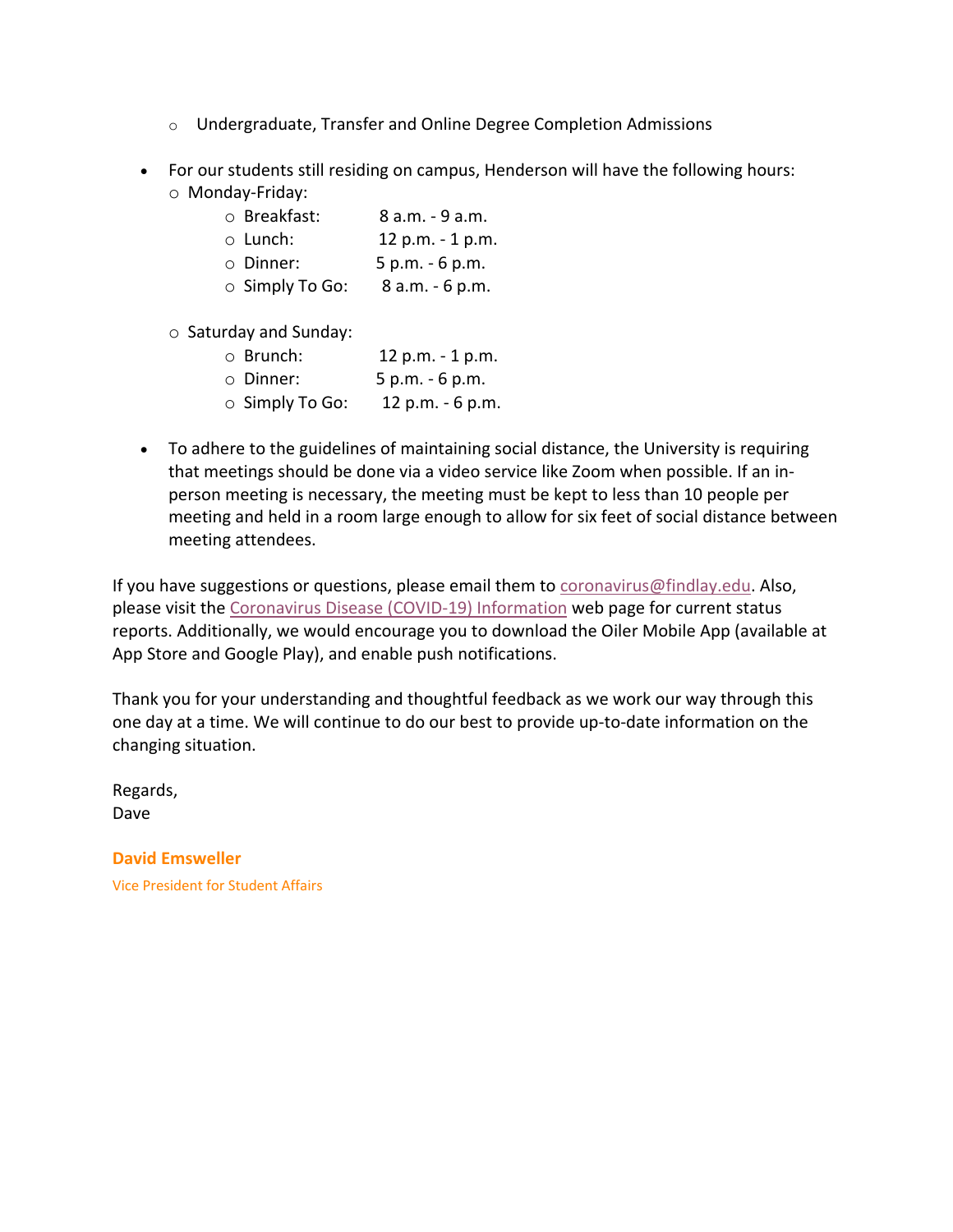- Undergraduate, Transfer and Online Degree Completion Admissions

- For our students still residing on campus, Henderson will have the following hours:
  - Monday-Friday:
    - Breakfast: 8 a.m. - 9 a.m.
    - Lunch: 12 p.m. - 1 p.m.
    - Dinner: 5 p.m. - 6 p.m.
    - Simply To Go: 8 a.m. - 6 p.m.

  - Saturday and Sunday:
    - Brunch: 12 p.m. - 1 p.m.
    - Dinner: 5 p.m. - 6 p.m.
    - Simply To Go: 12 p.m. - 6 p.m.

- To adhere to the guidelines of maintaining social distance, the University is requiring that meetings should be done via a video service like Zoom when possible. If an in-person meeting is necessary, the meeting must be kept to less than 10 people per meeting and held in a room large enough to allow for six feet of social distance between meeting attendees.

If you have suggestions or questions, please email them to coronavirus@findlay.edu. Also, please visit the Coronavirus Disease (COVID-19) Information web page for current status reports. Additionally, we would encourage you to download the Oiler Mobile App (available at App Store and Google Play), and enable push notifications.

Thank you for your understanding and thoughtful feedback as we work our way through this one day at a time. We will continue to do our best to provide up-to-date information on the changing situation.

Regards,
Dave

**David Emsweller**
Vice President for Student Affairs